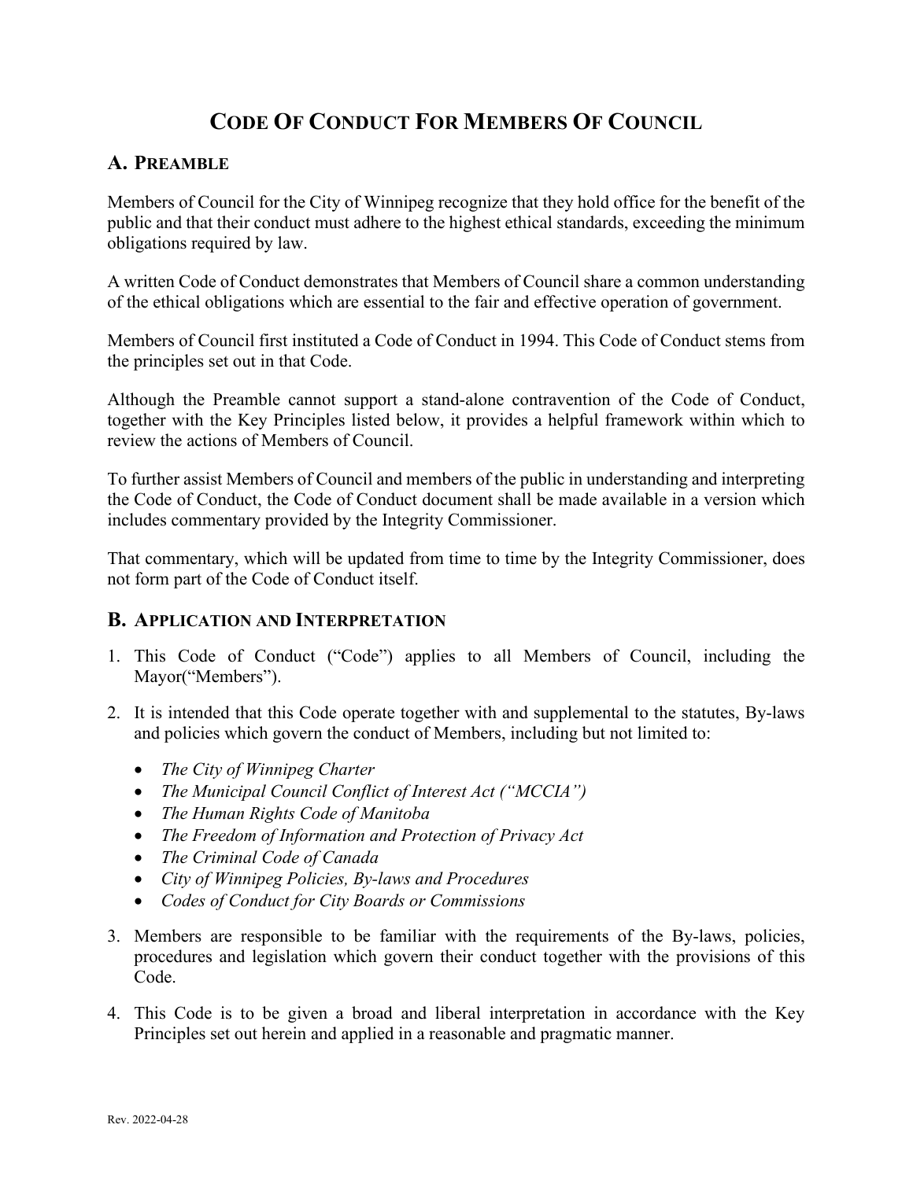# Code Of Conduct For Members Of Council

## A. Preamble

Members of Council for the City of Winnipeg recognize that they hold office for the benefit of the public and that their conduct must adhere to the highest ethical standards, exceeding the minimum obligations required by law.

A written Code of Conduct demonstrates that Members of Council share a common understanding of the ethical obligations which are essential to the fair and effective operation of government.

Members of Council first instituted a Code of Conduct in 1994. This Code of Conduct stems from the principles set out in that Code.

Although the Preamble cannot support a stand-alone contravention of the Code of Conduct, together with the Key Principles listed below, it provides a helpful framework within which to review the actions of Members of Council.

To further assist Members of Council and members of the public in understanding and interpreting the Code of Conduct, the Code of Conduct document shall be made available in a version which includes commentary provided by the Integrity Commissioner.

That commentary, which will be updated from time to time by the Integrity Commissioner, does not form part of the Code of Conduct itself.

## B. Application and Interpretation

1. This Code of Conduct ("Code") applies to all Members of Council, including the Mayor("Members").
2. It is intended that this Code operate together with and supplemental to the statutes, By-laws and policies which govern the conduct of Members, including but not limited to:
   - *The City of Winnipeg Charter*
   - *The Municipal Council Conflict of Interest Act ("MCCIA")*
   - *The Human Rights Code of Manitoba*
   - *The Freedom of Information and Protection of Privacy Act*
   - *The Criminal Code of Canada*
   - *City of Winnipeg Policies, By-laws and Procedures*
   - *Codes of Conduct for City Boards or Commissions*
3. Members are responsible to be familiar with the requirements of the By-laws, policies, procedures and legislation which govern their conduct together with the provisions of this Code.
4. This Code is to be given a broad and liberal interpretation in accordance with the Key Principles set out herein and applied in a reasonable and pragmatic manner.

Rev. 2022-04-28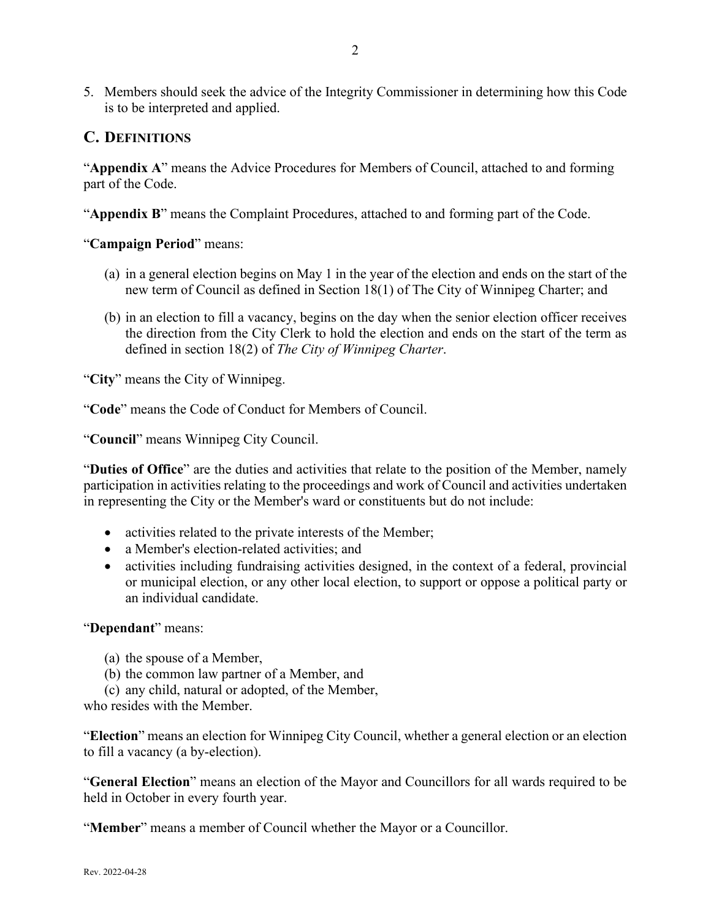5. Members should seek the advice of the Integrity Commissioner in determining how this Code is to be interpreted and applied.

## C. DEFINITIONS

"**Appendix A**" means the Advice Procedures for Members of Council, attached to and forming part of the Code.

"**Appendix B**" means the Complaint Procedures, attached to and forming part of the Code.

"**Campaign Period**" means:

(a) in a general election begins on May 1 in the year of the election and ends on the start of the new term of Council as defined in Section 18(1) of The City of Winnipeg Charter; and

(b) in an election to fill a vacancy, begins on the day when the senior election officer receives the direction from the City Clerk to hold the election and ends on the start of the term as defined in section 18(2) of *The City of Winnipeg Charter*.

"**City**" means the City of Winnipeg.

"**Code**" means the Code of Conduct for Members of Council.

"**Council**" means Winnipeg City Council.

"**Duties of Office**" are the duties and activities that relate to the position of the Member, namely participation in activities relating to the proceedings and work of Council and activities undertaken in representing the City or the Member's ward or constituents but do not include:

- activities related to the private interests of the Member;
- a Member's election-related activities; and
- activities including fundraising activities designed, in the context of a federal, provincial or municipal election, or any other local election, to support or oppose a political party or an individual candidate.

"**Dependant**" means:

(a) the spouse of a Member,
(b) the common law partner of a Member, and
(c) any child, natural or adopted, of the Member,

who resides with the Member.

"**Election**" means an election for Winnipeg City Council, whether a general election or an election to fill a vacancy (a by-election).

"**General Election**" means an election of the Mayor and Councillors for all wards required to be held in October in every fourth year.

"**Member**" means a member of Council whether the Mayor or a Councillor.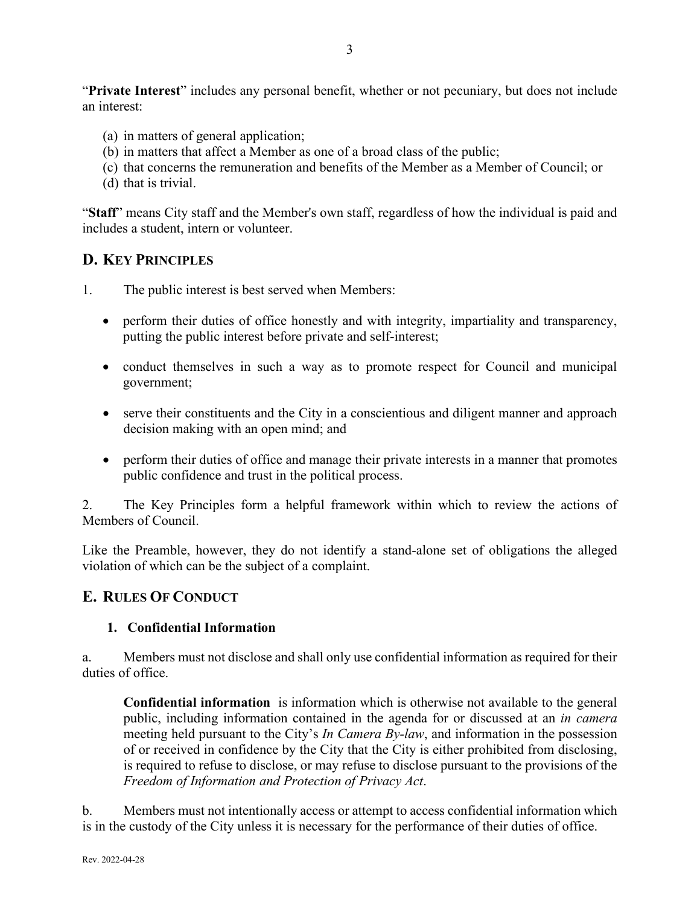"**Private Interest**" includes any personal benefit, whether or not pecuniary, but does not include an interest:

(a) in matters of general application;
(b) in matters that affect a Member as one of a broad class of the public;
(c) that concerns the remuneration and benefits of the Member as a Member of Council; or
(d) that is trivial.

"**Staff**" means City staff and the Member's own staff, regardless of how the individual is paid and includes a student, intern or volunteer.

## D. Key Principles

1. The public interest is best served when Members:

- perform their duties of office honestly and with integrity, impartiality and transparency, putting the public interest before private and self-interest;
- conduct themselves in such a way as to promote respect for Council and municipal government;
- serve their constituents and the City in a conscientious and diligent manner and approach decision making with an open mind; and
- perform their duties of office and manage their private interests in a manner that promotes public confidence and trust in the political process.

2. The Key Principles form a helpful framework within which to review the actions of Members of Council.

Like the Preamble, however, they do not identify a stand-alone set of obligations the alleged violation of which can be the subject of a complaint.

## E. Rules Of Conduct

### 1. Confidential Information

a. Members must not disclose and shall only use confidential information as required for their duties of office.

> **Confidential information** is information which is otherwise not available to the general public, including information contained in the agenda for or discussed at an *in camera* meeting held pursuant to the City's *In Camera By-law*, and information in the possession of or received in confidence by the City that the City is either prohibited from disclosing, is required to refuse to disclose, or may refuse to disclose pursuant to the provisions of the *Freedom of Information and Protection of Privacy Act*.

b. Members must not intentionally access or attempt to access confidential information which is in the custody of the City unless it is necessary for the performance of their duties of office.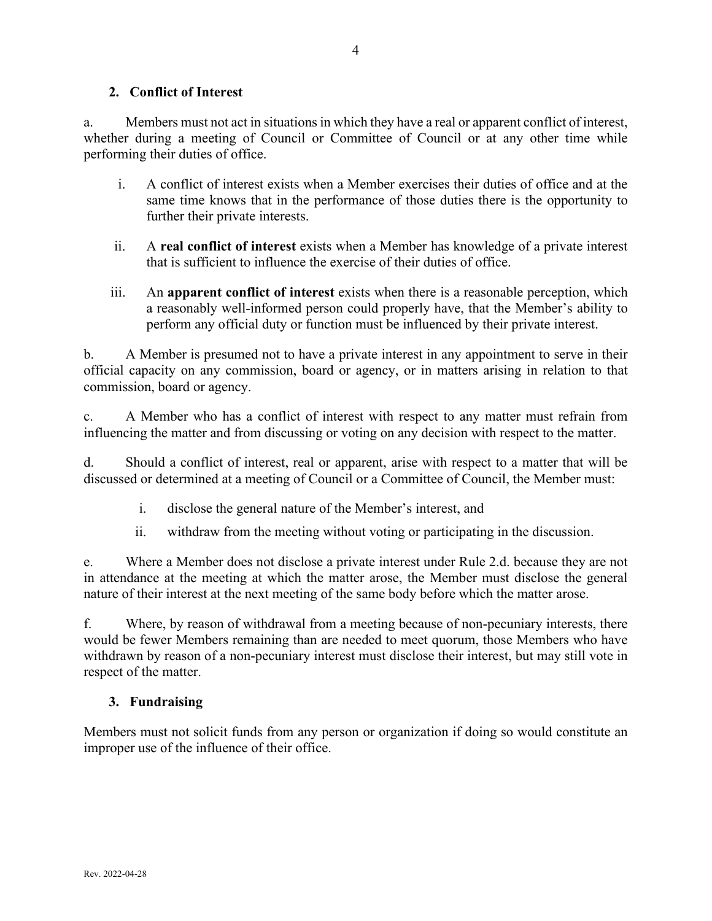## 2. Conflict of Interest

a. Members must not act in situations in which they have a real or apparent conflict of interest, whether during a meeting of Council or Committee of Council or at any other time while performing their duties of office.

i. A conflict of interest exists when a Member exercises their duties of office and at the same time knows that in the performance of those duties there is the opportunity to further their private interests.

ii. A **real conflict of interest** exists when a Member has knowledge of a private interest that is sufficient to influence the exercise of their duties of office.

iii. An **apparent conflict of interest** exists when there is a reasonable perception, which a reasonably well-informed person could properly have, that the Member's ability to perform any official duty or function must be influenced by their private interest.

b. A Member is presumed not to have a private interest in any appointment to serve in their official capacity on any commission, board or agency, or in matters arising in relation to that commission, board or agency.

c. A Member who has a conflict of interest with respect to any matter must refrain from influencing the matter and from discussing or voting on any decision with respect to the matter.

d. Should a conflict of interest, real or apparent, arise with respect to a matter that will be discussed or determined at a meeting of Council or a Committee of Council, the Member must:

i. disclose the general nature of the Member's interest, and

ii. withdraw from the meeting without voting or participating in the discussion.

e. Where a Member does not disclose a private interest under Rule 2.d. because they are not in attendance at the meeting at which the matter arose, the Member must disclose the general nature of their interest at the next meeting of the same body before which the matter arose.

f. Where, by reason of withdrawal from a meeting because of non-pecuniary interests, there would be fewer Members remaining than are needed to meet quorum, those Members who have withdrawn by reason of a non-pecuniary interest must disclose their interest, but may still vote in respect of the matter.

## 3. Fundraising

Members must not solicit funds from any person or organization if doing so would constitute an improper use of the influence of their office.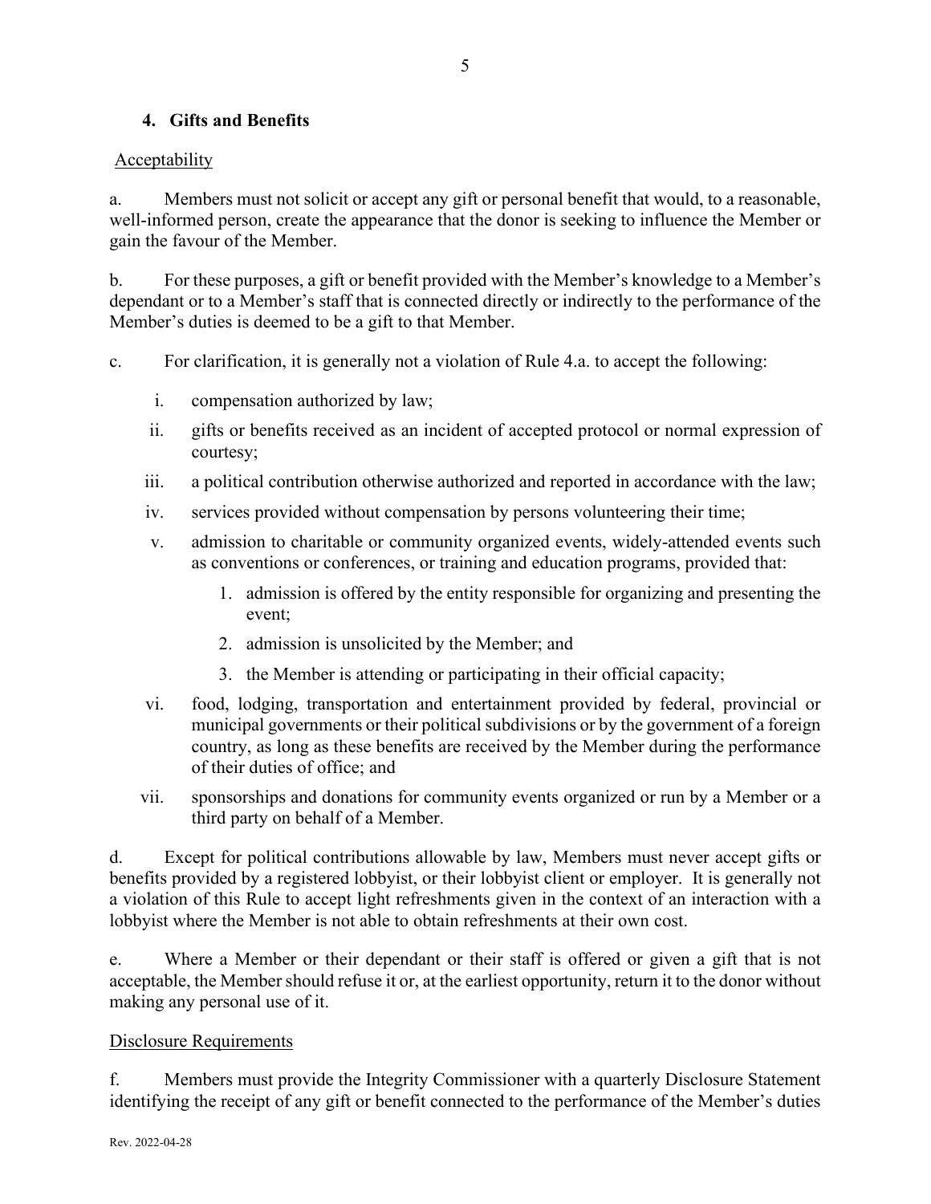## 4. Gifts and Benefits

Acceptability

a. Members must not solicit or accept any gift or personal benefit that would, to a reasonable, well-informed person, create the appearance that the donor is seeking to influence the Member or gain the favour of the Member.

b. For these purposes, a gift or benefit provided with the Member's knowledge to a Member's dependant or to a Member's staff that is connected directly or indirectly to the performance of the Member's duties is deemed to be a gift to that Member.

c. For clarification, it is generally not a violation of Rule 4.a. to accept the following:

i. compensation authorized by law;

ii. gifts or benefits received as an incident of accepted protocol or normal expression of courtesy;

iii. a political contribution otherwise authorized and reported in accordance with the law;

iv. services provided without compensation by persons volunteering their time;

v. admission to charitable or community organized events, widely-attended events such as conventions or conferences, or training and education programs, provided that:

   1. admission is offered by the entity responsible for organizing and presenting the event;
   2. admission is unsolicited by the Member; and
   3. the Member is attending or participating in their official capacity;

vi. food, lodging, transportation and entertainment provided by federal, provincial or municipal governments or their political subdivisions or by the government of a foreign country, as long as these benefits are received by the Member during the performance of their duties of office; and

vii. sponsorships and donations for community events organized or run by a Member or a third party on behalf of a Member.

d. Except for political contributions allowable by law, Members must never accept gifts or benefits provided by a registered lobbyist, or their lobbyist client or employer. It is generally not a violation of this Rule to accept light refreshments given in the context of an interaction with a lobbyist where the Member is not able to obtain refreshments at their own cost.

e. Where a Member or their dependant or their staff is offered or given a gift that is not acceptable, the Member should refuse it or, at the earliest opportunity, return it to the donor without making any personal use of it.

Disclosure Requirements

f. Members must provide the Integrity Commissioner with a quarterly Disclosure Statement identifying the receipt of any gift or benefit connected to the performance of the Member's duties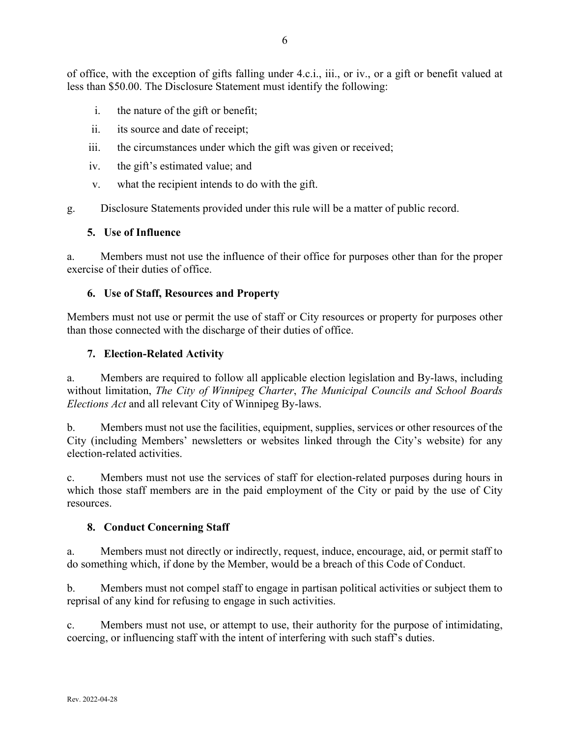of office, with the exception of gifts falling under 4.c.i., iii., or iv., or a gift or benefit valued at less than $50.00. The Disclosure Statement must identify the following:

i. the nature of the gift or benefit;

ii. its source and date of receipt;

iii. the circumstances under which the gift was given or received;

iv. the gift's estimated value; and

v. what the recipient intends to do with the gift.

g. Disclosure Statements provided under this rule will be a matter of public record.

### 5. Use of Influence

a. Members must not use the influence of their office for purposes other than for the proper exercise of their duties of office.

### 6. Use of Staff, Resources and Property

Members must not use or permit the use of staff or City resources or property for purposes other than those connected with the discharge of their duties of office.

### 7. Election-Related Activity

a. Members are required to follow all applicable election legislation and By-laws, including without limitation, *The City of Winnipeg Charter*, *The Municipal Councils and School Boards Elections Act* and all relevant City of Winnipeg By-laws.

b. Members must not use the facilities, equipment, supplies, services or other resources of the City (including Members' newsletters or websites linked through the City's website) for any election-related activities.

c. Members must not use the services of staff for election-related purposes during hours in which those staff members are in the paid employment of the City or paid by the use of City resources.

### 8. Conduct Concerning Staff

a. Members must not directly or indirectly, request, induce, encourage, aid, or permit staff to do something which, if done by the Member, would be a breach of this Code of Conduct.

b. Members must not compel staff to engage in partisan political activities or subject them to reprisal of any kind for refusing to engage in such activities.

c. Members must not use, or attempt to use, their authority for the purpose of intimidating, coercing, or influencing staff with the intent of interfering with such staff's duties.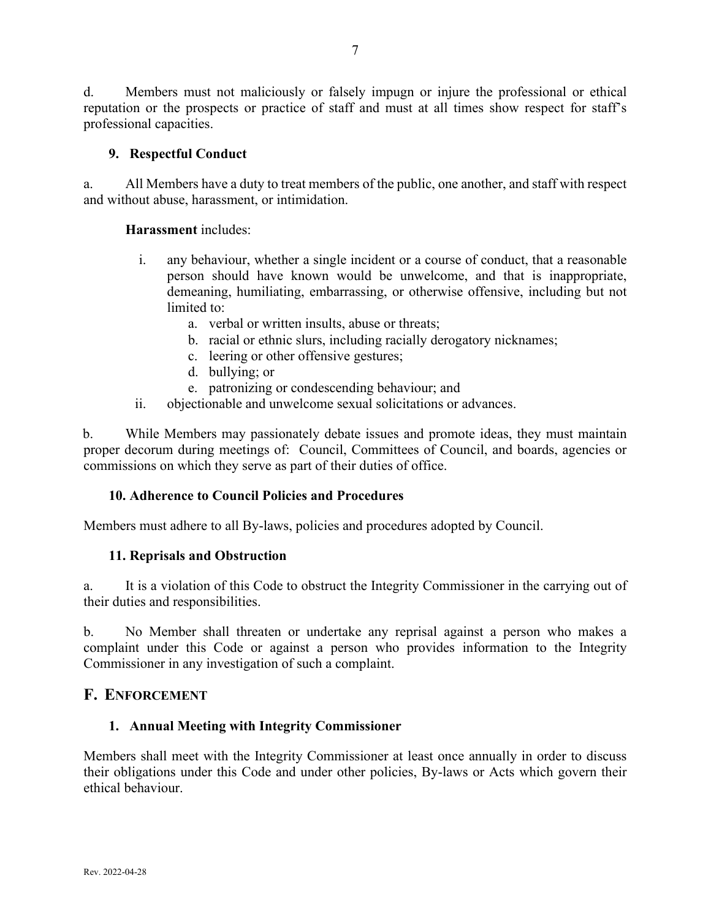d. Members must not maliciously or falsely impugn or injure the professional or ethical reputation or the prospects or practice of staff and must at all times show respect for staff's professional capacities.

### 9. Respectful Conduct

a. All Members have a duty to treat members of the public, one another, and staff with respect and without abuse, harassment, or intimidation.

**Harassment** includes:

i. any behaviour, whether a single incident or a course of conduct, that a reasonable person should have known would be unwelcome, and that is inappropriate, demeaning, humiliating, embarrassing, or otherwise offensive, including but not limited to:
   a. verbal or written insults, abuse or threats;
   b. racial or ethnic slurs, including racially derogatory nicknames;
   c. leering or other offensive gestures;
   d. bullying; or
   e. patronizing or condescending behaviour; and

ii. objectionable and unwelcome sexual solicitations or advances.

b. While Members may passionately debate issues and promote ideas, they must maintain proper decorum during meetings of: Council, Committees of Council, and boards, agencies or commissions on which they serve as part of their duties of office.

### 10. Adherence to Council Policies and Procedures

Members must adhere to all By-laws, policies and procedures adopted by Council.

### 11. Reprisals and Obstruction

a. It is a violation of this Code to obstruct the Integrity Commissioner in the carrying out of their duties and responsibilities.

b. No Member shall threaten or undertake any reprisal against a person who makes a complaint under this Code or against a person who provides information to the Integrity Commissioner in any investigation of such a complaint.

## F. Enforcement

### 1. Annual Meeting with Integrity Commissioner

Members shall meet with the Integrity Commissioner at least once annually in order to discuss their obligations under this Code and under other policies, By-laws or Acts which govern their ethical behaviour.

Rev. 2022-04-28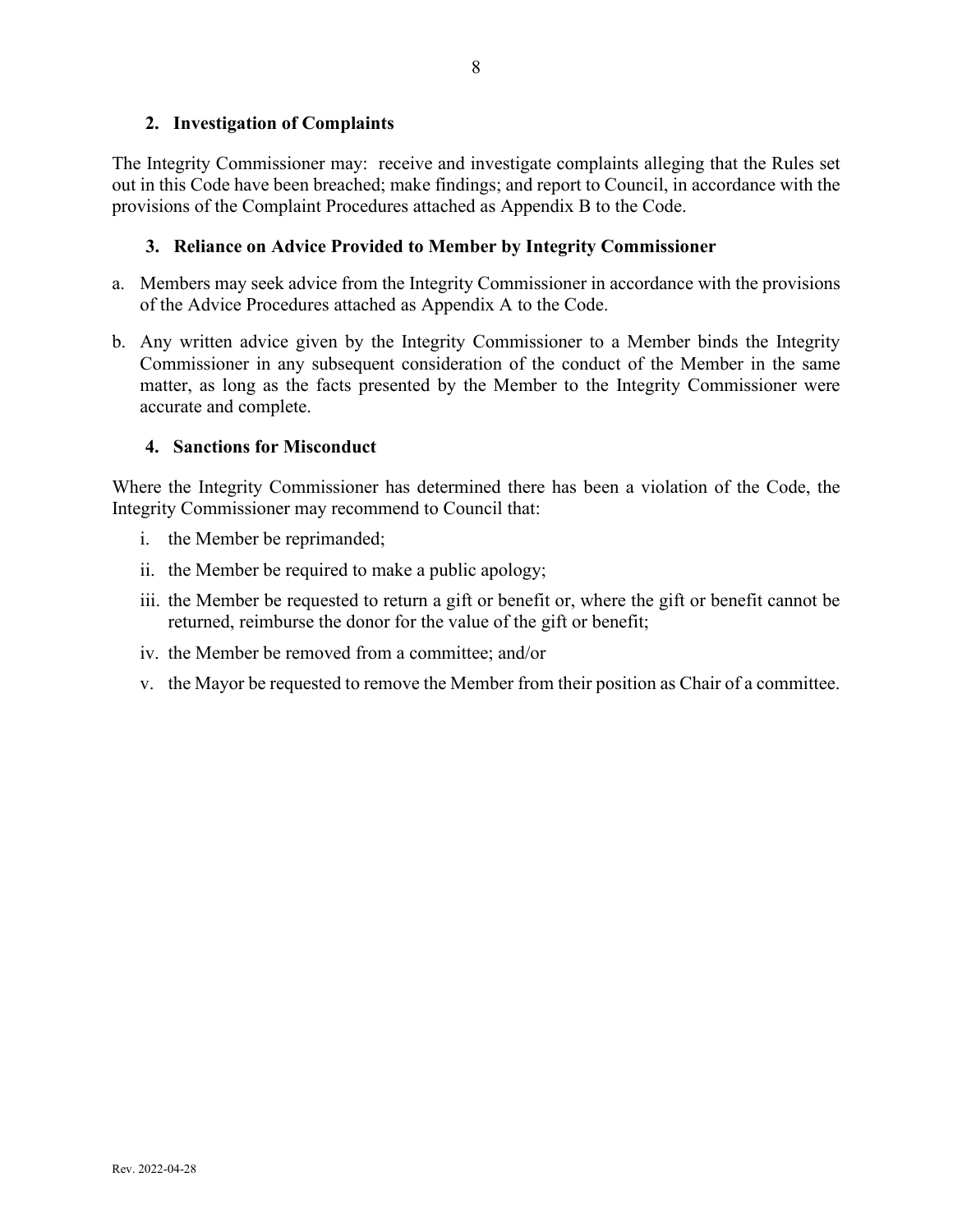### 2. Investigation of Complaints

The Integrity Commissioner may: receive and investigate complaints alleging that the Rules set out in this Code have been breached; make findings; and report to Council, in accordance with the provisions of the Complaint Procedures attached as Appendix B to the Code.

### 3. Reliance on Advice Provided to Member by Integrity Commissioner

a. Members may seek advice from the Integrity Commissioner in accordance with the provisions of the Advice Procedures attached as Appendix A to the Code.

b. Any written advice given by the Integrity Commissioner to a Member binds the Integrity Commissioner in any subsequent consideration of the conduct of the Member in the same matter, as long as the facts presented by the Member to the Integrity Commissioner were accurate and complete.

### 4. Sanctions for Misconduct

Where the Integrity Commissioner has determined there has been a violation of the Code, the Integrity Commissioner may recommend to Council that:

i. the Member be reprimanded;

ii. the Member be required to make a public apology;

iii. the Member be requested to return a gift or benefit or, where the gift or benefit cannot be returned, reimburse the donor for the value of the gift or benefit;

iv. the Member be removed from a committee; and/or

v. the Mayor be requested to remove the Member from their position as Chair of a committee.

Rev. 2022-04-28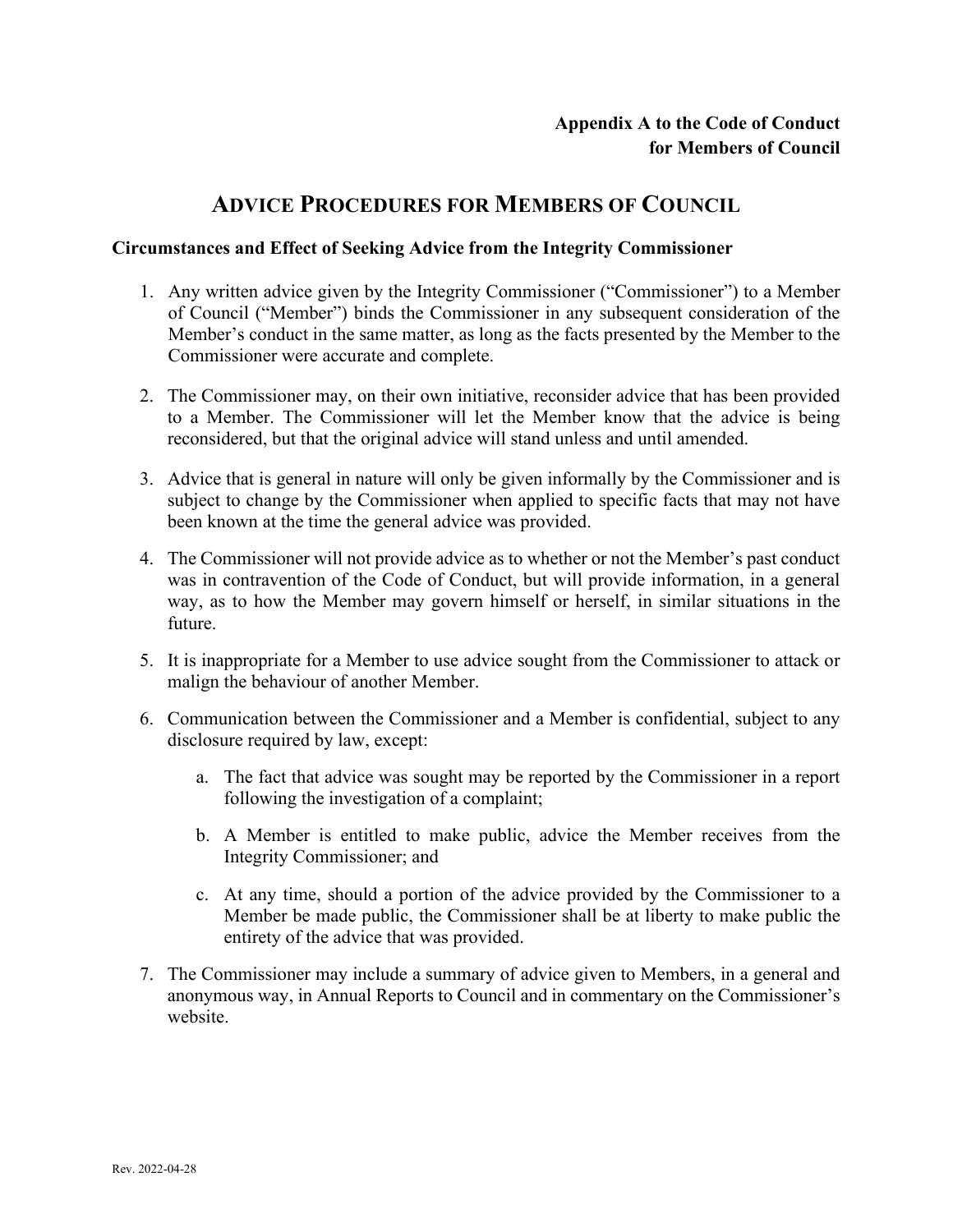**Appendix A to the Code of Conduct for Members of Council**

# ADVICE PROCEDURES FOR MEMBERS OF COUNCIL

### Circumstances and Effect of Seeking Advice from the Integrity Commissioner

1. Any written advice given by the Integrity Commissioner ("Commissioner") to a Member of Council ("Member") binds the Commissioner in any subsequent consideration of the Member's conduct in the same matter, as long as the facts presented by the Member to the Commissioner were accurate and complete.

2. The Commissioner may, on their own initiative, reconsider advice that has been provided to a Member. The Commissioner will let the Member know that the advice is being reconsidered, but that the original advice will stand unless and until amended.

3. Advice that is general in nature will only be given informally by the Commissioner and is subject to change by the Commissioner when applied to specific facts that may not have been known at the time the general advice was provided.

4. The Commissioner will not provide advice as to whether or not the Member's past conduct was in contravention of the Code of Conduct, but will provide information, in a general way, as to how the Member may govern himself or herself, in similar situations in the future.

5. It is inappropriate for a Member to use advice sought from the Commissioner to attack or malign the behaviour of another Member.

6. Communication between the Commissioner and a Member is confidential, subject to any disclosure required by law, except:

   a. The fact that advice was sought may be reported by the Commissioner in a report following the investigation of a complaint;

   b. A Member is entitled to make public, advice the Member receives from the Integrity Commissioner; and

   c. At any time, should a portion of the advice provided by the Commissioner to a Member be made public, the Commissioner shall be at liberty to make public the entirety of the advice that was provided.

7. The Commissioner may include a summary of advice given to Members, in a general and anonymous way, in Annual Reports to Council and in commentary on the Commissioner's website.

Rev. 2022-04-28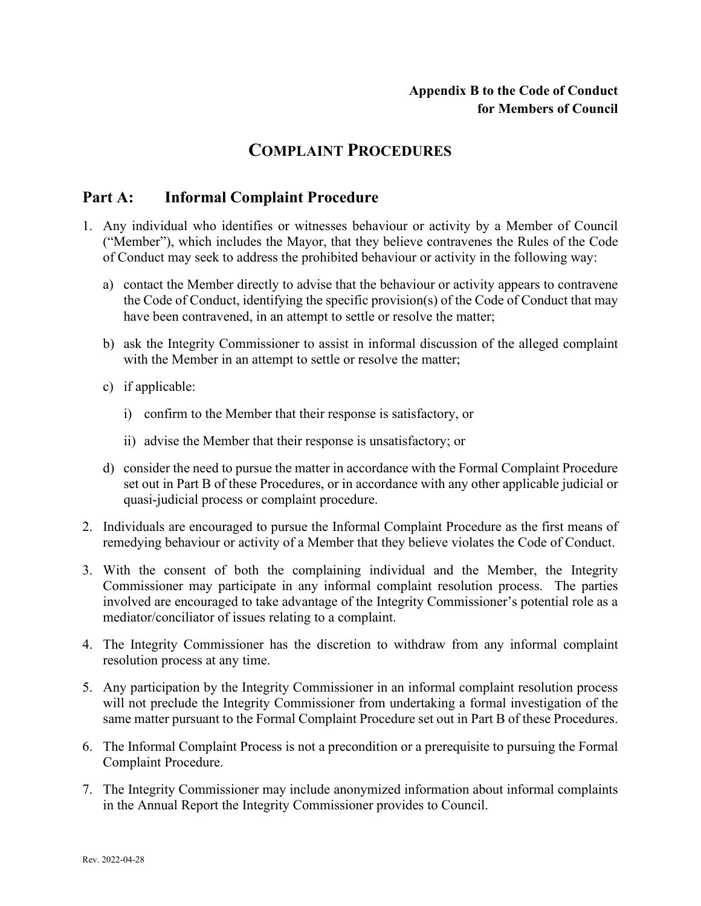**Appendix B to the Code of Conduct**
**for Members of Council**

# COMPLAINT PROCEDURES

## Part A: Informal Complaint Procedure

1. Any individual who identifies or witnesses behaviour or activity by a Member of Council ("Member"), which includes the Mayor, that they believe contravenes the Rules of the Code of Conduct may seek to address the prohibited behaviour or activity in the following way:

   a) contact the Member directly to advise that the behaviour or activity appears to contravene the Code of Conduct, identifying the specific provision(s) of the Code of Conduct that may have been contravened, in an attempt to settle or resolve the matter;

   b) ask the Integrity Commissioner to assist in informal discussion of the alleged complaint with the Member in an attempt to settle or resolve the matter;

   c) if applicable:

      i) confirm to the Member that their response is satisfactory, or

      ii) advise the Member that their response is unsatisfactory; or

   d) consider the need to pursue the matter in accordance with the Formal Complaint Procedure set out in Part B of these Procedures, or in accordance with any other applicable judicial or quasi-judicial process or complaint procedure.

2. Individuals are encouraged to pursue the Informal Complaint Procedure as the first means of remedying behaviour or activity of a Member that they believe violates the Code of Conduct.

3. With the consent of both the complaining individual and the Member, the Integrity Commissioner may participate in any informal complaint resolution process. The parties involved are encouraged to take advantage of the Integrity Commissioner's potential role as a mediator/conciliator of issues relating to a complaint.

4. The Integrity Commissioner has the discretion to withdraw from any informal complaint resolution process at any time.

5. Any participation by the Integrity Commissioner in an informal complaint resolution process will not preclude the Integrity Commissioner from undertaking a formal investigation of the same matter pursuant to the Formal Complaint Procedure set out in Part B of these Procedures.

6. The Informal Complaint Process is not a precondition or a prerequisite to pursuing the Formal Complaint Procedure.

7. The Integrity Commissioner may include anonymized information about informal complaints in the Annual Report the Integrity Commissioner provides to Council.

Rev. 2022-04-28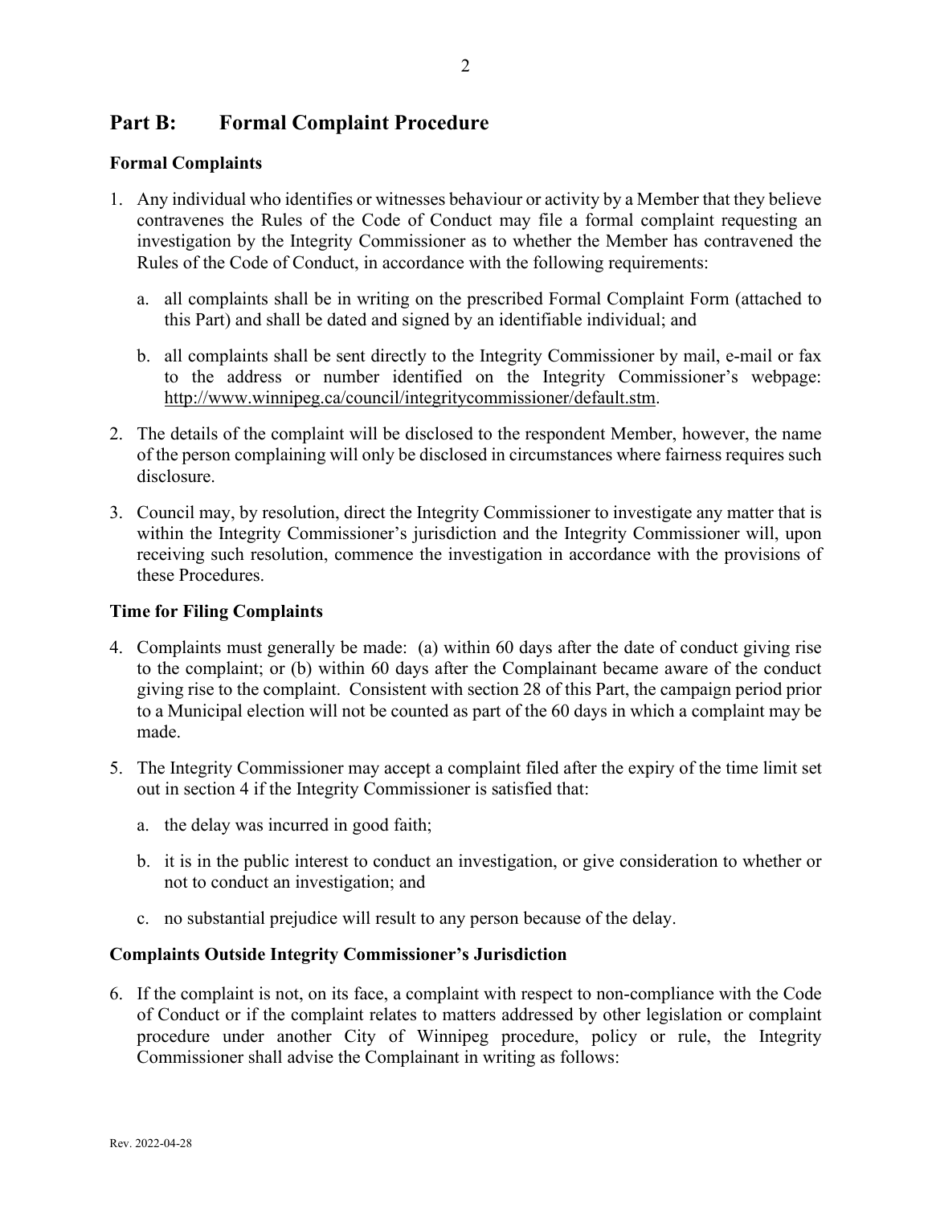## Part B: Formal Complaint Procedure

### Formal Complaints

1. Any individual who identifies or witnesses behaviour or activity by a Member that they believe contravenes the Rules of the Code of Conduct may file a formal complaint requesting an investigation by the Integrity Commissioner as to whether the Member has contravened the Rules of the Code of Conduct, in accordance with the following requirements:

   a. all complaints shall be in writing on the prescribed Formal Complaint Form (attached to this Part) and shall be dated and signed by an identifiable individual; and

   b. all complaints shall be sent directly to the Integrity Commissioner by mail, e-mail or fax to the address or number identified on the Integrity Commissioner's webpage: http://www.winnipeg.ca/council/integritycommissioner/default.stm.

2. The details of the complaint will be disclosed to the respondent Member, however, the name of the person complaining will only be disclosed in circumstances where fairness requires such disclosure.

3. Council may, by resolution, direct the Integrity Commissioner to investigate any matter that is within the Integrity Commissioner's jurisdiction and the Integrity Commissioner will, upon receiving such resolution, commence the investigation in accordance with the provisions of these Procedures.

### Time for Filing Complaints

4. Complaints must generally be made: (a) within 60 days after the date of conduct giving rise to the complaint; or (b) within 60 days after the Complainant became aware of the conduct giving rise to the complaint. Consistent with section 28 of this Part, the campaign period prior to a Municipal election will not be counted as part of the 60 days in which a complaint may be made.

5. The Integrity Commissioner may accept a complaint filed after the expiry of the time limit set out in section 4 if the Integrity Commissioner is satisfied that:

   a. the delay was incurred in good faith;

   b. it is in the public interest to conduct an investigation, or give consideration to whether or not to conduct an investigation; and

   c. no substantial prejudice will result to any person because of the delay.

### Complaints Outside Integrity Commissioner's Jurisdiction

6. If the complaint is not, on its face, a complaint with respect to non-compliance with the Code of Conduct or if the complaint relates to matters addressed by other legislation or complaint procedure under another City of Winnipeg procedure, policy or rule, the Integrity Commissioner shall advise the Complainant in writing as follows: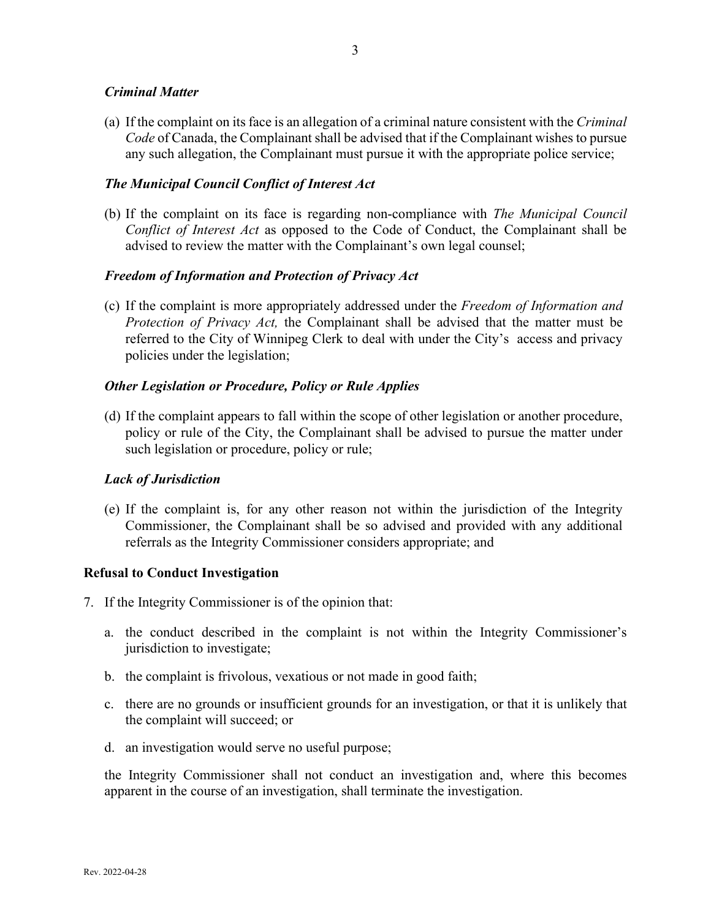### *Criminal Matter*

(a) If the complaint on its face is an allegation of a criminal nature consistent with the *Criminal Code* of Canada, the Complainant shall be advised that if the Complainant wishes to pursue any such allegation, the Complainant must pursue it with the appropriate police service;

### *The Municipal Council Conflict of Interest Act*

(b) If the complaint on its face is regarding non-compliance with *The Municipal Council Conflict of Interest Act* as opposed to the Code of Conduct, the Complainant shall be advised to review the matter with the Complainant's own legal counsel;

### *Freedom of Information and Protection of Privacy Act*

(c) If the complaint is more appropriately addressed under the *Freedom of Information and Protection of Privacy Act,* the Complainant shall be advised that the matter must be referred to the City of Winnipeg Clerk to deal with under the City's access and privacy policies under the legislation;

### *Other Legislation or Procedure, Policy or Rule Applies*

(d) If the complaint appears to fall within the scope of other legislation or another procedure, policy or rule of the City, the Complainant shall be advised to pursue the matter under such legislation or procedure, policy or rule;

### *Lack of Jurisdiction*

(e) If the complaint is, for any other reason not within the jurisdiction of the Integrity Commissioner, the Complainant shall be so advised and provided with any additional referrals as the Integrity Commissioner considers appropriate; and

## Refusal to Conduct Investigation

7. If the Integrity Commissioner is of the opinion that:

   a. the conduct described in the complaint is not within the Integrity Commissioner's jurisdiction to investigate;

   b. the complaint is frivolous, vexatious or not made in good faith;

   c. there are no grounds or insufficient grounds for an investigation, or that it is unlikely that the complaint will succeed; or

   d. an investigation would serve no useful purpose;

   the Integrity Commissioner shall not conduct an investigation and, where this becomes apparent in the course of an investigation, shall terminate the investigation.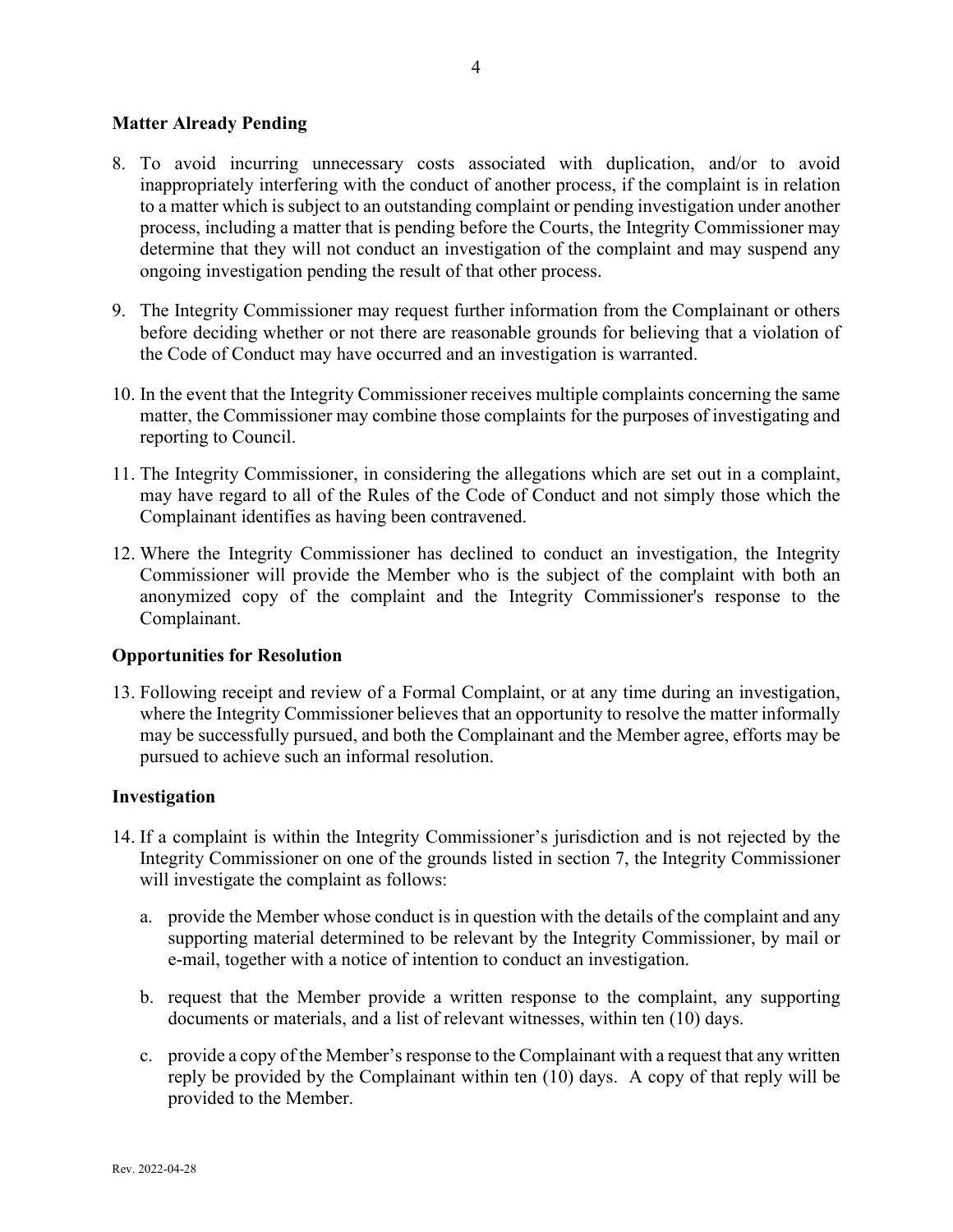## Matter Already Pending

8. To avoid incurring unnecessary costs associated with duplication, and/or to avoid inappropriately interfering with the conduct of another process, if the complaint is in relation to a matter which is subject to an outstanding complaint or pending investigation under another process, including a matter that is pending before the Courts, the Integrity Commissioner may determine that they will not conduct an investigation of the complaint and may suspend any ongoing investigation pending the result of that other process.

9. The Integrity Commissioner may request further information from the Complainant or others before deciding whether or not there are reasonable grounds for believing that a violation of the Code of Conduct may have occurred and an investigation is warranted.

10. In the event that the Integrity Commissioner receives multiple complaints concerning the same matter, the Commissioner may combine those complaints for the purposes of investigating and reporting to Council.

11. The Integrity Commissioner, in considering the allegations which are set out in a complaint, may have regard to all of the Rules of the Code of Conduct and not simply those which the Complainant identifies as having been contravened.

12. Where the Integrity Commissioner has declined to conduct an investigation, the Integrity Commissioner will provide the Member who is the subject of the complaint with both an anonymized copy of the complaint and the Integrity Commissioner's response to the Complainant.

## Opportunities for Resolution

13. Following receipt and review of a Formal Complaint, or at any time during an investigation, where the Integrity Commissioner believes that an opportunity to resolve the matter informally may be successfully pursued, and both the Complainant and the Member agree, efforts may be pursued to achieve such an informal resolution.

## Investigation

14. If a complaint is within the Integrity Commissioner's jurisdiction and is not rejected by the Integrity Commissioner on one of the grounds listed in section 7, the Integrity Commissioner will investigate the complaint as follows:

    a. provide the Member whose conduct is in question with the details of the complaint and any supporting material determined to be relevant by the Integrity Commissioner, by mail or e-mail, together with a notice of intention to conduct an investigation.

    b. request that the Member provide a written response to the complaint, any supporting documents or materials, and a list of relevant witnesses, within ten (10) days.

    c. provide a copy of the Member's response to the Complainant with a request that any written reply be provided by the Complainant within ten (10) days. A copy of that reply will be provided to the Member.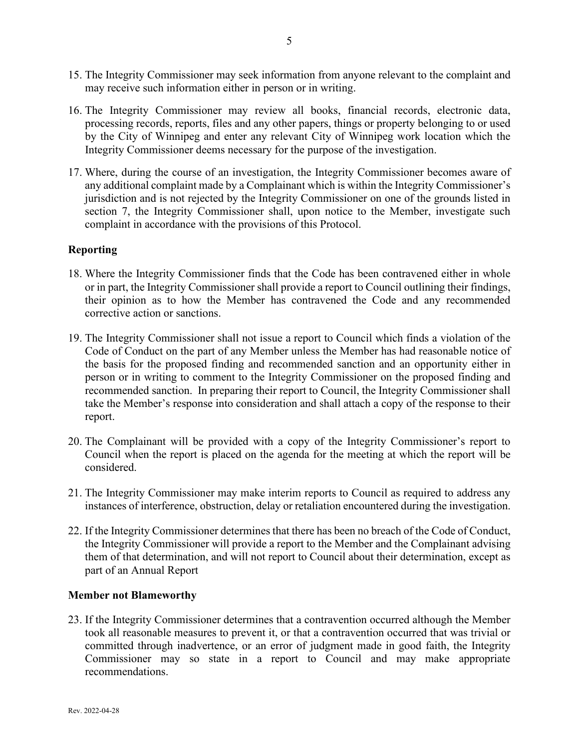15. The Integrity Commissioner may seek information from anyone relevant to the complaint and may receive such information either in person or in writing.

16. The Integrity Commissioner may review all books, financial records, electronic data, processing records, reports, files and any other papers, things or property belonging to or used by the City of Winnipeg and enter any relevant City of Winnipeg work location which the Integrity Commissioner deems necessary for the purpose of the investigation.

17. Where, during the course of an investigation, the Integrity Commissioner becomes aware of any additional complaint made by a Complainant which is within the Integrity Commissioner's jurisdiction and is not rejected by the Integrity Commissioner on one of the grounds listed in section 7, the Integrity Commissioner shall, upon notice to the Member, investigate such complaint in accordance with the provisions of this Protocol.

**Reporting**

18. Where the Integrity Commissioner finds that the Code has been contravened either in whole or in part, the Integrity Commissioner shall provide a report to Council outlining their findings, their opinion as to how the Member has contravened the Code and any recommended corrective action or sanctions.

19. The Integrity Commissioner shall not issue a report to Council which finds a violation of the Code of Conduct on the part of any Member unless the Member has had reasonable notice of the basis for the proposed finding and recommended sanction and an opportunity either in person or in writing to comment to the Integrity Commissioner on the proposed finding and recommended sanction. In preparing their report to Council, the Integrity Commissioner shall take the Member's response into consideration and shall attach a copy of the response to their report.

20. The Complainant will be provided with a copy of the Integrity Commissioner's report to Council when the report is placed on the agenda for the meeting at which the report will be considered.

21. The Integrity Commissioner may make interim reports to Council as required to address any instances of interference, obstruction, delay or retaliation encountered during the investigation.

22. If the Integrity Commissioner determines that there has been no breach of the Code of Conduct, the Integrity Commissioner will provide a report to the Member and the Complainant advising them of that determination, and will not report to Council about their determination, except as part of an Annual Report

**Member not Blameworthy**

23. If the Integrity Commissioner determines that a contravention occurred although the Member took all reasonable measures to prevent it, or that a contravention occurred that was trivial or committed through inadvertence, or an error of judgment made in good faith, the Integrity Commissioner may so state in a report to Council and may make appropriate recommendations.

Rev. 2022-04-28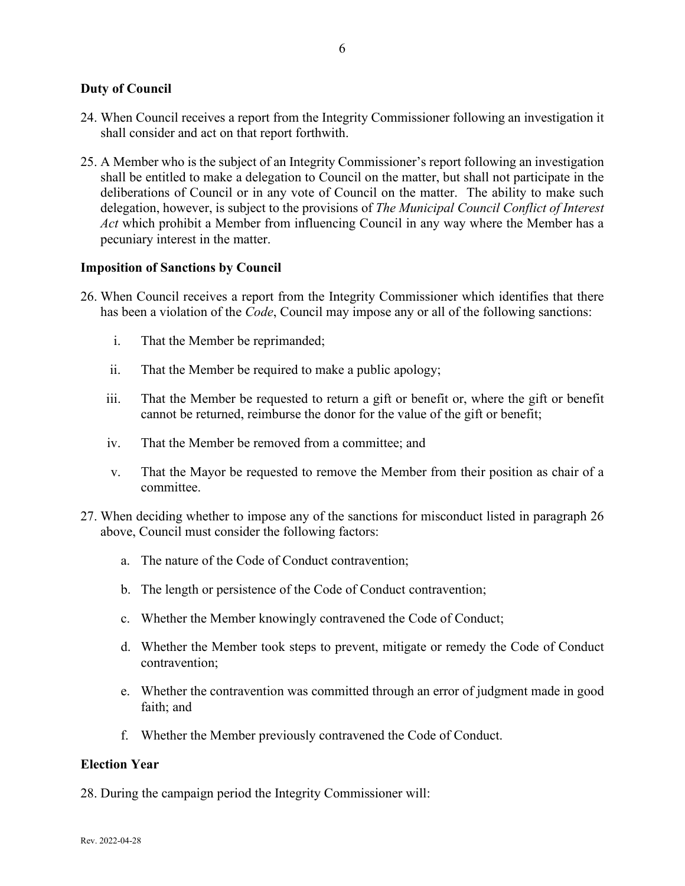## Duty of Council

24. When Council receives a report from the Integrity Commissioner following an investigation it shall consider and act on that report forthwith.

25. A Member who is the subject of an Integrity Commissioner's report following an investigation shall be entitled to make a delegation to Council on the matter, but shall not participate in the deliberations of Council or in any vote of Council on the matter. The ability to make such delegation, however, is subject to the provisions of *The Municipal Council Conflict of Interest Act* which prohibit a Member from influencing Council in any way where the Member has a pecuniary interest in the matter.

## Imposition of Sanctions by Council

26. When Council receives a report from the Integrity Commissioner which identifies that there has been a violation of the *Code*, Council may impose any or all of the following sanctions:

    i. That the Member be reprimanded;

    ii. That the Member be required to make a public apology;

    iii. That the Member be requested to return a gift or benefit or, where the gift or benefit cannot be returned, reimburse the donor for the value of the gift or benefit;

    iv. That the Member be removed from a committee; and

    v. That the Mayor be requested to remove the Member from their position as chair of a committee.

27. When deciding whether to impose any of the sanctions for misconduct listed in paragraph 26 above, Council must consider the following factors:

    a. The nature of the Code of Conduct contravention;

    b. The length or persistence of the Code of Conduct contravention;

    c. Whether the Member knowingly contravened the Code of Conduct;

    d. Whether the Member took steps to prevent, mitigate or remedy the Code of Conduct contravention;

    e. Whether the contravention was committed through an error of judgment made in good faith; and

    f. Whether the Member previously contravened the Code of Conduct.

## Election Year

28. During the campaign period the Integrity Commissioner will: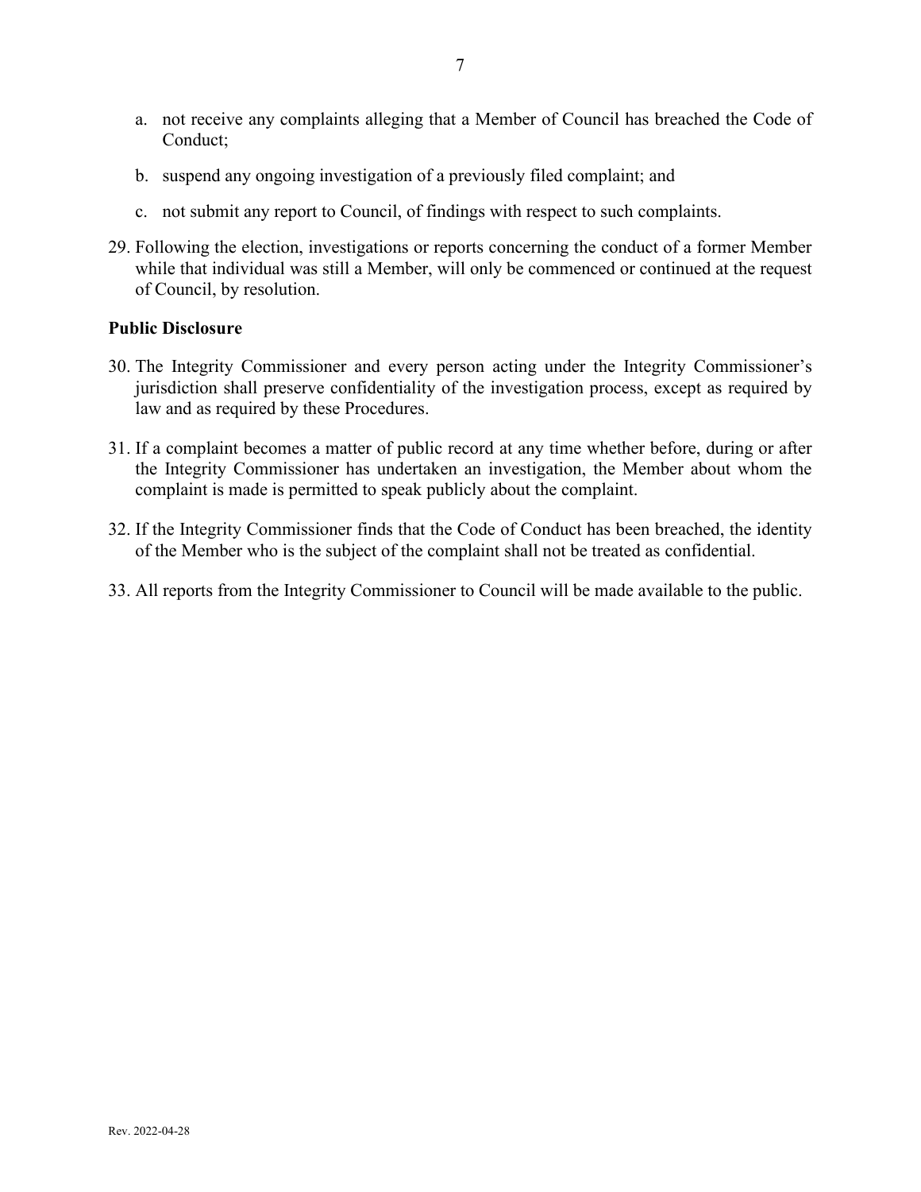a. not receive any complaints alleging that a Member of Council has breached the Code of Conduct;

b. suspend any ongoing investigation of a previously filed complaint; and

c. not submit any report to Council, of findings with respect to such complaints.

29. Following the election, investigations or reports concerning the conduct of a former Member while that individual was still a Member, will only be commenced or continued at the request of Council, by resolution.

**Public Disclosure**

30. The Integrity Commissioner and every person acting under the Integrity Commissioner's jurisdiction shall preserve confidentiality of the investigation process, except as required by law and as required by these Procedures.

31. If a complaint becomes a matter of public record at any time whether before, during or after the Integrity Commissioner has undertaken an investigation, the Member about whom the complaint is made is permitted to speak publicly about the complaint.

32. If the Integrity Commissioner finds that the Code of Conduct has been breached, the identity of the Member who is the subject of the complaint shall not be treated as confidential.

33. All reports from the Integrity Commissioner to Council will be made available to the public.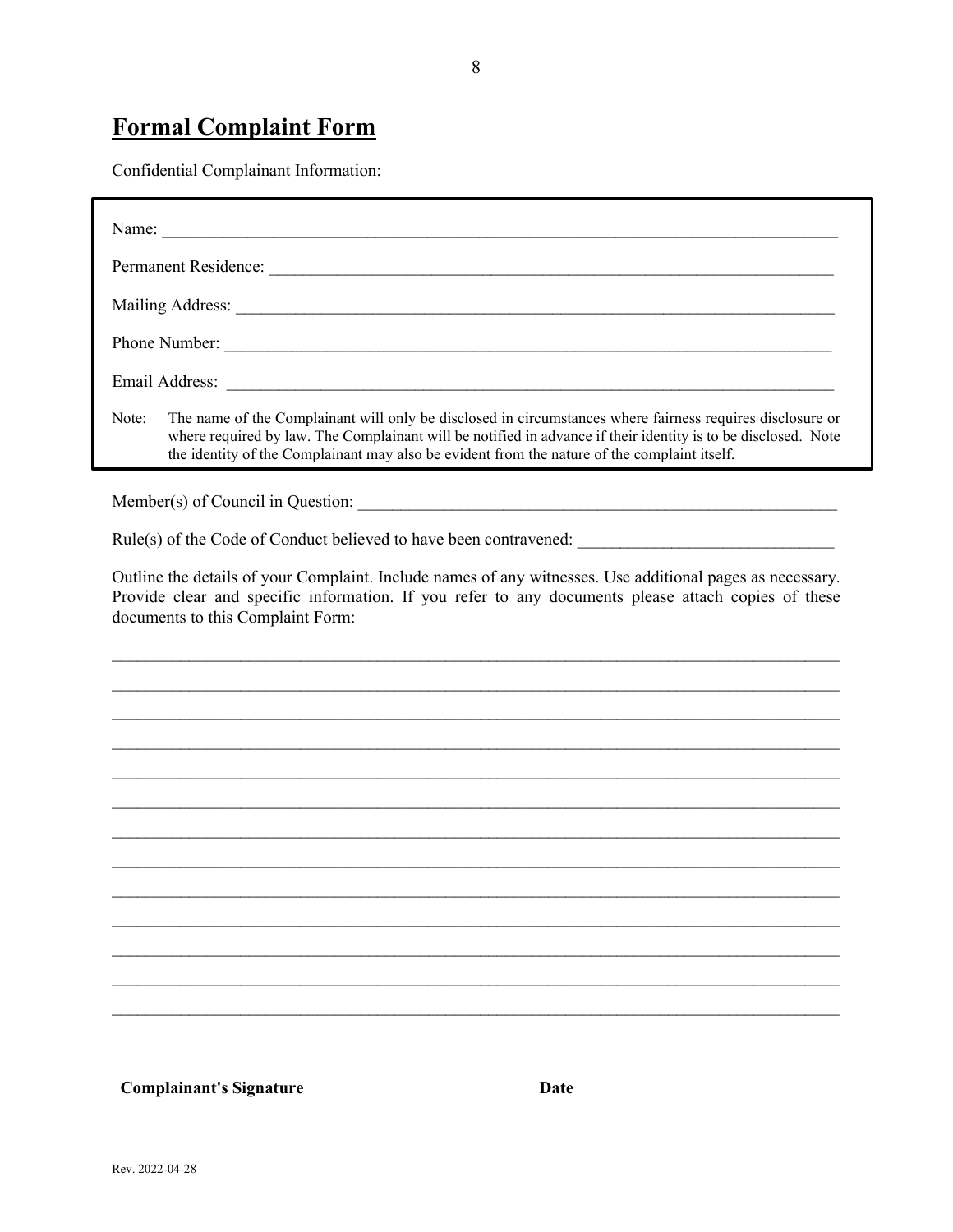# Formal Complaint Form

Confidential Complainant Information:

Name: ______________________________________________________________________________

Permanent Residence: ______________________________________________________________

Mailing Address: __________________________________________________________________

Phone Number: ____________________________________________________________________

Email Address: ____________________________________________________________________

Note: The name of the Complainant will only be disclosed in circumstances where fairness requires disclosure or where required by law. The Complainant will be notified in advance if their identity is to be disclosed. Note the identity of the Complainant may also be evident from the nature of the complaint itself.

Member(s) of Council in Question: ___________________________________________________

Rule(s) of the Code of Conduct believed to have been contravened: _____________________________

Outline the details of your Complaint. Include names of any witnesses. Use additional pages as necessary. Provide clear and specific information. If you refer to any documents please attach copies of these documents to this Complaint Form:

_________________________________________________________________________________

_________________________________________________________________________________

_________________________________________________________________________________

_________________________________________________________________________________

_________________________________________________________________________________

_________________________________________________________________________________

_________________________________________________________________________________

_________________________________________________________________________________

_________________________________________________________________________________

_________________________________________________________________________________

_________________________________________________________________________________

_________________________________________________________________________________

_________________________________________________________________________________

______________________________ ______________________________

**Complainant's Signature** **Date**

Rev. 2022-04-28